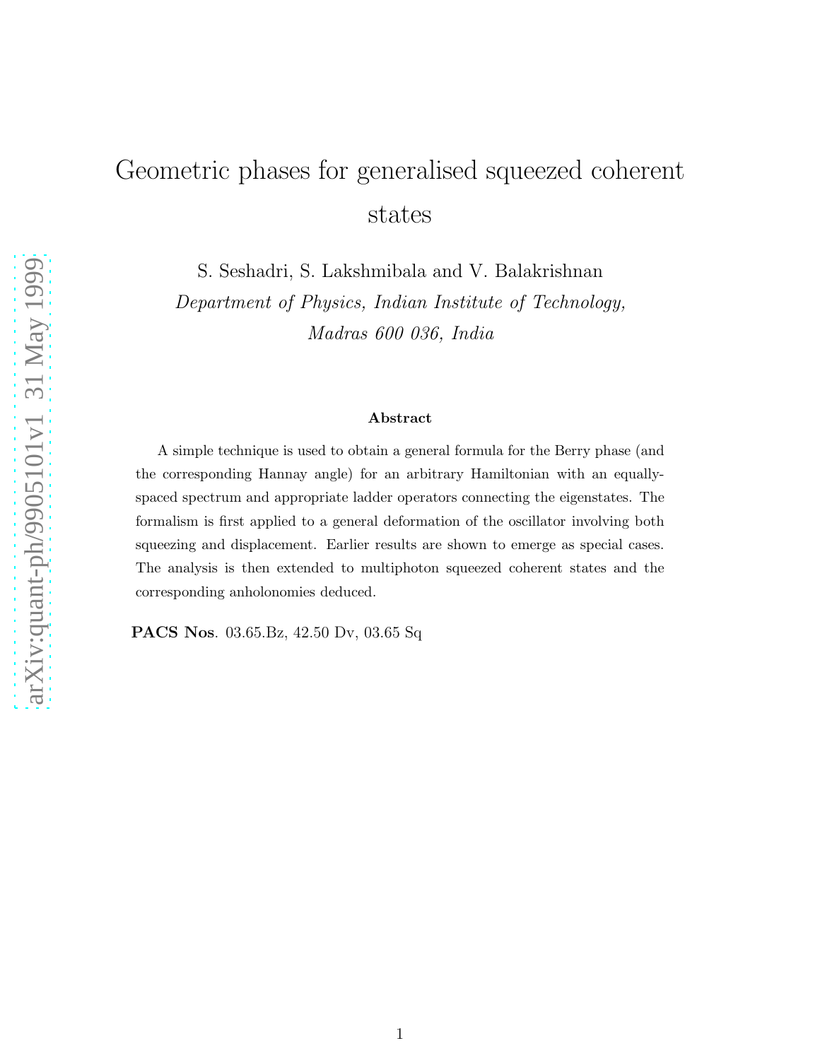# Geometric phases for generalised squeezed coherent states

S. Seshadri, S. Lakshmibala and V. Balakrishnan

*Department of Physics, Indian Institute of Technology,*
*Madras 600 036, India*

### Abstract

A simple technique is used to obtain a general formula for the Berry phase (and the corresponding Hannay angle) for an arbitrary Hamiltonian with an equally-spaced spectrum and appropriate ladder operators connecting the eigenstates. The formalism is first applied to a general deformation of the oscillator involving both squeezing and displacement. Earlier results are shown to emerge as special cases. The analysis is then extended to multiphoton squeezed coherent states and the corresponding anholonomies deduced.

**PACS Nos**. 03.65.Bz, 42.50 Dv, 03.65 Sq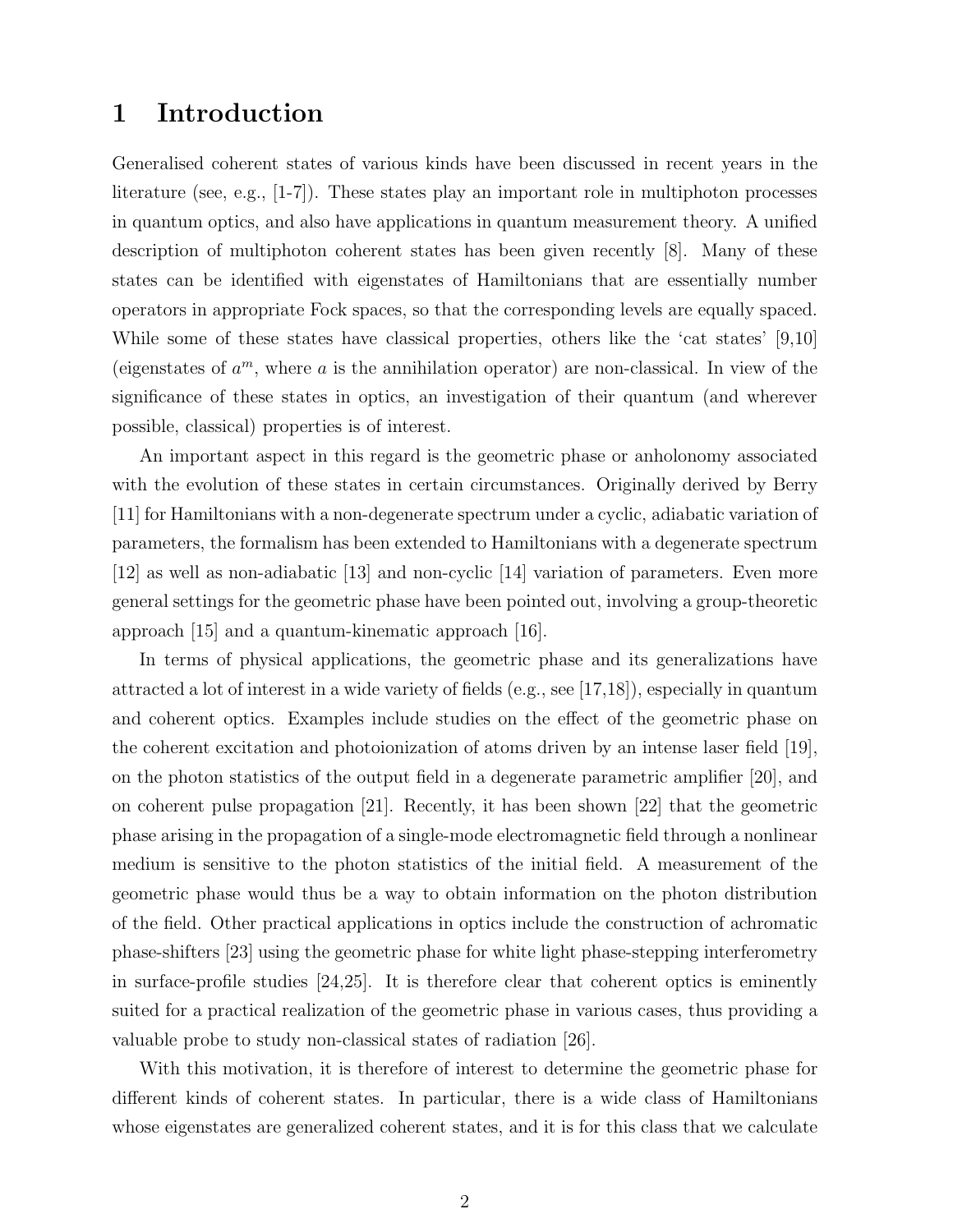# 1 Introduction

Generalised coherent states of various kinds have been discussed in recent years in the literature (see, e.g., [1-7]). These states play an important role in multiphoton processes in quantum optics, and also have applications in quantum measurement theory. A unified description of multiphoton coherent states has been given recently [8]. Many of these states can be identified with eigenstates of Hamiltonians that are essentially number operators in appropriate Fock spaces, so that the corresponding levels are equally spaced. While some of these states have classical properties, others like the 'cat states' [9,10] (eigenstates of $a^m$, where $a$ is the annihilation operator) are non-classical. In view of the significance of these states in optics, an investigation of their quantum (and wherever possible, classical) properties is of interest.

An important aspect in this regard is the geometric phase or anholonomy associated with the evolution of these states in certain circumstances. Originally derived by Berry [11] for Hamiltonians with a non-degenerate spectrum under a cyclic, adiabatic variation of parameters, the formalism has been extended to Hamiltonians with a degenerate spectrum [12] as well as non-adiabatic [13] and non-cyclic [14] variation of parameters. Even more general settings for the geometric phase have been pointed out, involving a group-theoretic approach [15] and a quantum-kinematic approach [16].

In terms of physical applications, the geometric phase and its generalizations have attracted a lot of interest in a wide variety of fields (e.g., see [17,18]), especially in quantum and coherent optics. Examples include studies on the effect of the geometric phase on the coherent excitation and photoionization of atoms driven by an intense laser field [19], on the photon statistics of the output field in a degenerate parametric amplifier [20], and on coherent pulse propagation [21]. Recently, it has been shown [22] that the geometric phase arising in the propagation of a single-mode electromagnetic field through a nonlinear medium is sensitive to the photon statistics of the initial field. A measurement of the geometric phase would thus be a way to obtain information on the photon distribution of the field. Other practical applications in optics include the construction of achromatic phase-shifters [23] using the geometric phase for white light phase-stepping interferometry in surface-profile studies [24,25]. It is therefore clear that coherent optics is eminently suited for a practical realization of the geometric phase in various cases, thus providing a valuable probe to study non-classical states of radiation [26].

With this motivation, it is therefore of interest to determine the geometric phase for different kinds of coherent states. In particular, there is a wide class of Hamiltonians whose eigenstates are generalized coherent states, and it is for this class that we calculate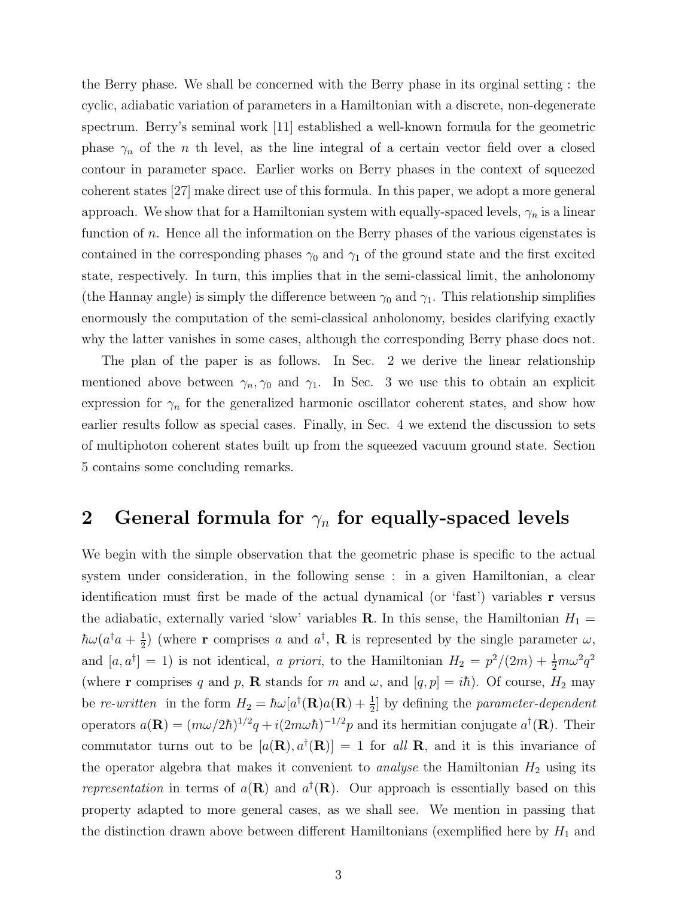the Berry phase. We shall be concerned with the Berry phase in its orginal setting : the cyclic, adiabatic variation of parameters in a Hamiltonian with a discrete, non-degenerate spectrum. Berry's seminal work [11] established a well-known formula for the geometric phase $\gamma_n$ of the $n$ th level, as the line integral of a certain vector field over a closed contour in parameter space. Earlier works on Berry phases in the context of squeezed coherent states [27] make direct use of this formula. In this paper, we adopt a more general approach. We show that for a Hamiltonian system with equally-spaced levels, $\gamma_n$ is a linear function of $n$. Hence all the information on the Berry phases of the various eigenstates is contained in the corresponding phases $\gamma_0$ and $\gamma_1$ of the ground state and the first excited state, respectively. In turn, this implies that in the semi-classical limit, the anholonomy (the Hannay angle) is simply the difference between $\gamma_0$ and $\gamma_1$. This relationship simplifies enormously the computation of the semi-classical anholonomy, besides clarifying exactly why the latter vanishes in some cases, although the corresponding Berry phase does not.

The plan of the paper is as follows. In Sec. 2 we derive the linear relationship mentioned above between $\gamma_n, \gamma_0$ and $\gamma_1$. In Sec. 3 we use this to obtain an explicit expression for $\gamma_n$ for the generalized harmonic oscillator coherent states, and show how earlier results follow as special cases. Finally, in Sec. 4 we extend the discussion to sets of multiphoton coherent states built up from the squeezed vacuum ground state. Section 5 contains some concluding remarks.

## 2 General formula for $\gamma_n$ for equally-spaced levels

We begin with the simple observation that the geometric phase is specific to the actual system under consideration, in the following sense : in a given Hamiltonian, a clear identification must first be made of the actual dynamical (or 'fast') variables $\mathbf{r}$ versus the adiabatic, externally varied 'slow' variables $\mathbf{R}$. In this sense, the Hamiltonian $H_1 = \hbar\omega(a^\dagger a + \frac{1}{2})$ (where $\mathbf{r}$ comprises $a$ and $a^\dagger$, $\mathbf{R}$ is represented by the single parameter $\omega$, and $[a, a^\dagger] = 1$) is not identical, *a priori*, to the Hamiltonian $H_2 = p^2/(2m) + \frac{1}{2}m\omega^2 q^2$ (where $\mathbf{r}$ comprises $q$ and $p$, $\mathbf{R}$ stands for $m$ and $\omega$, and $[q, p] = i\hbar$). Of course, $H_2$ may be *re-written* in the form $H_2 = \hbar\omega[a^\dagger(\mathbf{R})a(\mathbf{R}) + \frac{1}{2}]$ by defining the *parameter-dependent* operators $a(\mathbf{R}) = (m\omega/2\hbar)^{1/2}q + i(2m\omega\hbar)^{-1/2}p$ and its hermitian conjugate $a^\dagger(\mathbf{R})$. Their commutator turns out to be $[a(\mathbf{R}), a^\dagger(\mathbf{R})] = 1$ for *all* $\mathbf{R}$, and it is this invariance of the operator algebra that makes it convenient to *analyse* the Hamiltonian $H_2$ using its *representation* in terms of $a(\mathbf{R})$ and $a^\dagger(\mathbf{R})$. Our approach is essentially based on this property adapted to more general cases, as we shall see. We mention in passing that the distinction drawn above between different Hamiltonians (exemplified here by $H_1$ and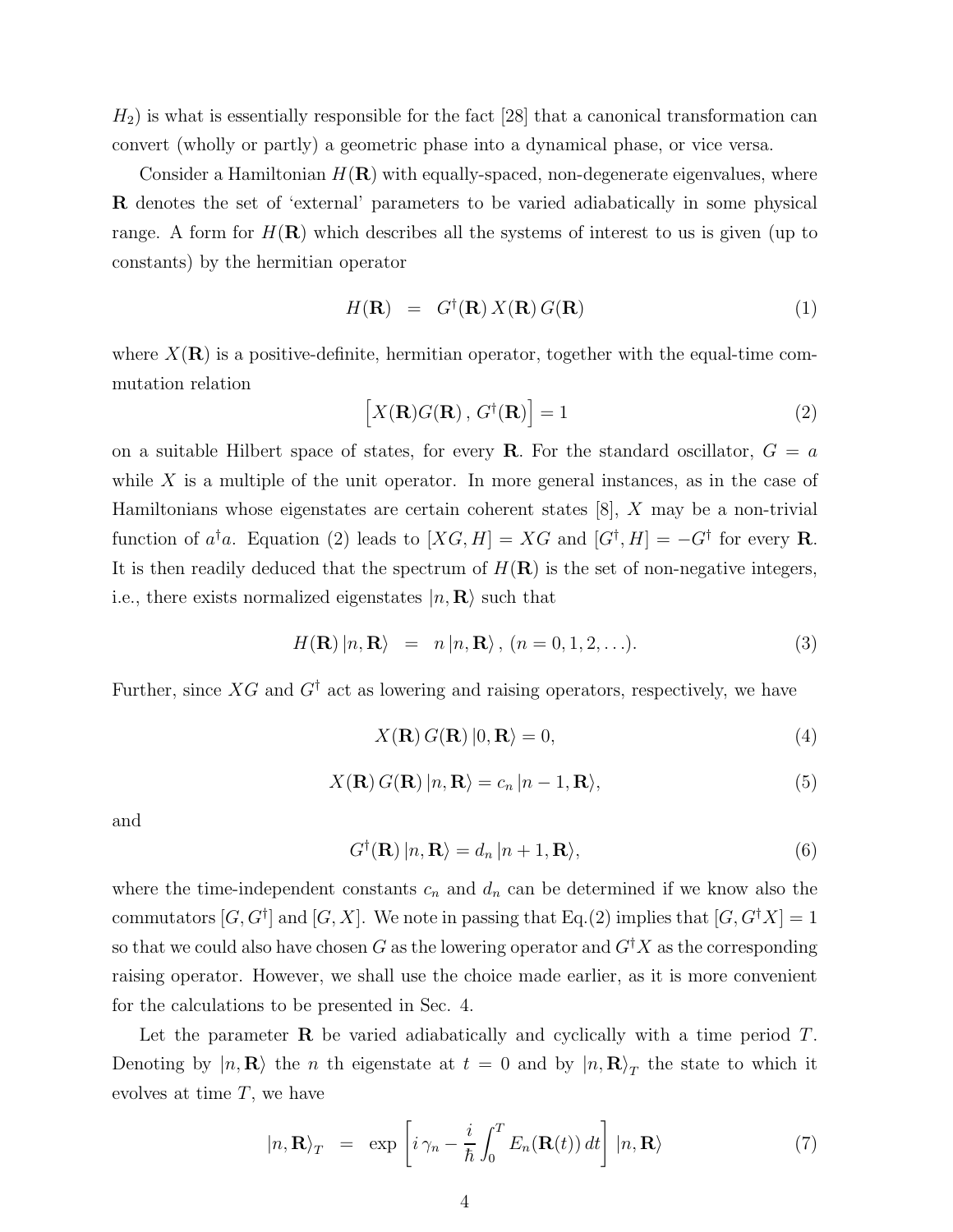$H_2$) is what is essentially responsible for the fact [28] that a canonical transformation can convert (wholly or partly) a geometric phase into a dynamical phase, or vice versa.

Consider a Hamiltonian $H(\mathbf{R})$ with equally-spaced, non-degenerate eigenvalues, where $\mathbf{R}$ denotes the set of 'external' parameters to be varied adiabatically in some physical range. A form for $H(\mathbf{R})$ which describes all the systems of interest to us is given (up to constants) by the hermitian operator

$$H(\mathbf{R}) \;=\; G^{\dagger}(\mathbf{R})\, X(\mathbf{R})\, G(\mathbf{R}) \tag{1}$$

where $X(\mathbf{R})$ is a positive-definite, hermitian operator, together with the equal-time commutation relation

$$\Big[X(\mathbf{R})G(\mathbf{R})\,,\, G^{\dagger}(\mathbf{R})\Big] = 1 \tag{2}$$

on a suitable Hilbert space of states, for every $\mathbf{R}$. For the standard oscillator, $G = a$ while $X$ is a multiple of the unit operator. In more general instances, as in the case of Hamiltonians whose eigenstates are certain coherent states [8], $X$ may be a non-trivial function of $a^{\dagger}a$. Equation (2) leads to $[XG, H] = XG$ and $[G^{\dagger}, H] = -G^{\dagger}$ for every $\mathbf{R}$. It is then readily deduced that the spectrum of $H(\mathbf{R})$ is the set of non-negative integers, i.e., there exists normalized eigenstates $|n, \mathbf{R}\rangle$ such that

$$H(\mathbf{R})\,|n, \mathbf{R}\rangle \;=\; n\,|n, \mathbf{R}\rangle\,,\ (n = 0, 1, 2, \ldots). \tag{3}$$

Further, since $XG$ and $G^{\dagger}$ act as lowering and raising operators, respectively, we have

$$X(\mathbf{R})\, G(\mathbf{R})\,|0, \mathbf{R}\rangle = 0, \tag{4}$$

$$X(\mathbf{R})\, G(\mathbf{R})\,|n, \mathbf{R}\rangle = c_n\,|n-1, \mathbf{R}\rangle, \tag{5}$$

and

$$G^{\dagger}(\mathbf{R})\,|n, \mathbf{R}\rangle = d_n\,|n+1, \mathbf{R}\rangle, \tag{6}$$

where the time-independent constants $c_n$ and $d_n$ can be determined if we know also the commutators $[G, G^{\dagger}]$ and $[G, X]$. We note in passing that Eq.(2) implies that $[G, G^{\dagger}X] = 1$ so that we could also have chosen $G$ as the lowering operator and $G^{\dagger}X$ as the corresponding raising operator. However, we shall use the choice made earlier, as it is more convenient for the calculations to be presented in Sec. 4.

Let the parameter $\mathbf{R}$ be varied adiabatically and cyclically with a time period $T$. Denoting by $|n, \mathbf{R}\rangle$ the $n$ th eigenstate at $t = 0$ and by $|n, \mathbf{R}\rangle_T$ the state to which it evolves at time $T$, we have

$$|n, \mathbf{R}\rangle_T \;=\; \exp\left[i\,\gamma_n - \frac{i}{\hbar}\int_0^T E_n(\mathbf{R}(t))\,dt\right]\,|n, \mathbf{R}\rangle \tag{7}$$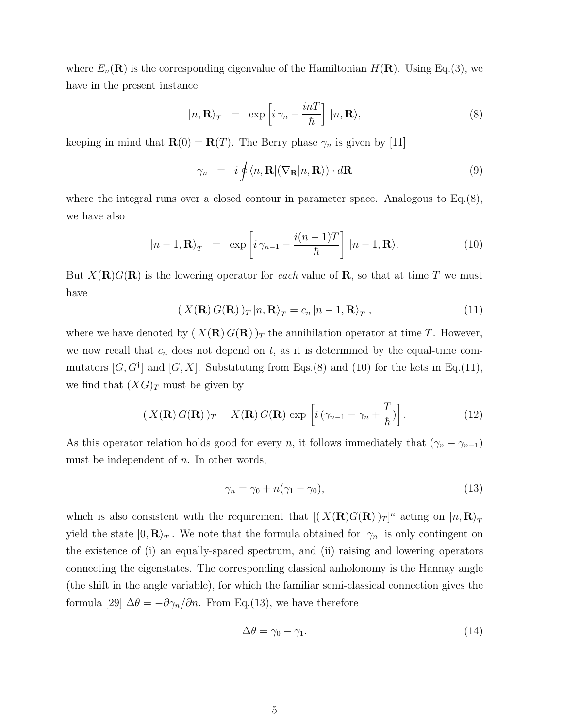where $E_n(\mathbf{R})$ is the corresponding eigenvalue of the Hamiltonian $H(\mathbf{R})$. Using Eq.(3), we have in the present instance

$$|n, \mathbf{R}\rangle_T \;\; = \;\; \exp\left[ i\,\gamma_n - \frac{inT}{\hbar} \right] \, |n, \mathbf{R}\rangle, \tag{8}$$

keeping in mind that $\mathbf{R}(0) = \mathbf{R}(T)$. The Berry phase $\gamma_n$ is given by [11]

$$\gamma_n \;\; = \;\; i \oint \langle n, \mathbf{R} | (\nabla_{\mathbf{R}} | n, \mathbf{R}\rangle) \cdot d\mathbf{R} \tag{9}$$

where the integral runs over a closed contour in parameter space. Analogous to Eq.(8), we have also

$$|n-1, \mathbf{R}\rangle_T \;\; = \;\; \exp\left[ i\,\gamma_{n-1} - \frac{i(n-1)T}{\hbar} \right] \, |n-1, \mathbf{R}\rangle. \tag{10}$$

But $X(\mathbf{R})G(\mathbf{R})$ is the lowering operator for *each* value of $\mathbf{R}$, so that at time $T$ we must have

$$(\, X(\mathbf{R})\, G(\mathbf{R})\, )_T \, |n, \mathbf{R}\rangle_T = c_n \, |n-1, \mathbf{R}\rangle_T \; , \tag{11}$$

where we have denoted by $(\, X(\mathbf{R})\, G(\mathbf{R})\, )_T$ the annihilation operator at time $T$. However, we now recall that $c_n$ does not depend on $t$, as it is determined by the equal-time commutators $[G, G^\dagger]$ and $[G, X]$. Substituting from Eqs.(8) and (10) for the kets in Eq.(11), we find that $(XG)_T$ must be given by

$$(\, X(\mathbf{R})\, G(\mathbf{R})\, )_T = X(\mathbf{R})\, G(\mathbf{R}) \, \exp\left[ i\,(\gamma_{n-1} - \gamma_n + \frac{T}{\hbar}) \right]. \tag{12}$$

As this operator relation holds good for every $n$, it follows immediately that $(\gamma_n - \gamma_{n-1})$ must be independent of $n$. In other words,

$$\gamma_n = \gamma_0 + n(\gamma_1 - \gamma_0), \tag{13}$$

which is also consistent with the requirement that $[(\, X(\mathbf{R})G(\mathbf{R})\, )_T]^n$ acting on $|n, \mathbf{R}\rangle_T$ yield the state $|0, \mathbf{R}\rangle_T$. We note that the formula obtained for $\gamma_n$ is only contingent on the existence of (i) an equally-spaced spectrum, and (ii) raising and lowering operators connecting the eigenstates. The corresponding classical anholonomy is the Hannay angle (the shift in the angle variable), for which the familiar semi-classical connection gives the formula [29] $\Delta\theta = -\partial\gamma_n/\partial n$. From Eq.(13), we have therefore

$$\Delta\theta = \gamma_0 - \gamma_1. \tag{14}$$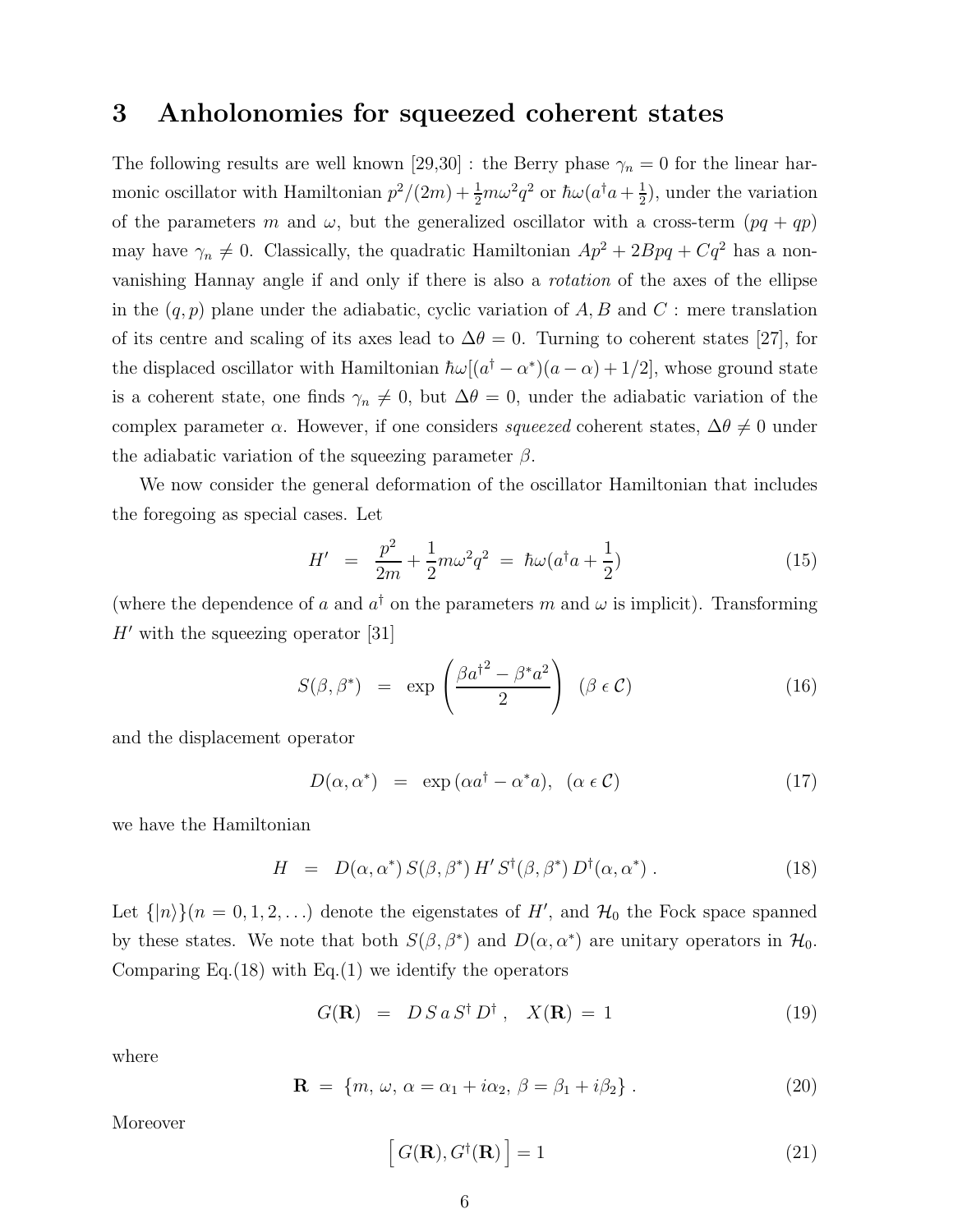## 3 Anholonomies for squeezed coherent states

The following results are well known [29,30] : the Berry phase $\gamma_n = 0$ for the linear harmonic oscillator with Hamiltonian $p^2/(2m) + \frac{1}{2}m\omega^2 q^2$ or $\hbar\omega(a^\dagger a + \frac{1}{2})$, under the variation of the parameters $m$ and $\omega$, but the generalized oscillator with a cross-term $(pq + qp)$ may have $\gamma_n \neq 0$. Classically, the quadratic Hamiltonian $Ap^2 + 2Bpq + Cq^2$ has a non-vanishing Hannay angle if and only if there is also a *rotation* of the axes of the ellipse in the $(q, p)$ plane under the adiabatic, cyclic variation of $A, B$ and $C$ : mere translation of its centre and scaling of its axes lead to $\Delta\theta = 0$. Turning to coherent states [27], for the displaced oscillator with Hamiltonian $\hbar\omega[(a^\dagger - \alpha^*)(a - \alpha) + 1/2]$, whose ground state is a coherent state, one finds $\gamma_n \neq 0$, but $\Delta\theta = 0$, under the adiabatic variation of the complex parameter $\alpha$. However, if one considers *squeezed* coherent states, $\Delta\theta \neq 0$ under the adiabatic variation of the squeezing parameter $\beta$.

We now consider the general deformation of the oscillator Hamiltonian that includes the foregoing as special cases. Let

$$H' \;=\; \frac{p^2}{2m} + \frac{1}{2}m\omega^2 q^2 \;=\; \hbar\omega(a^\dagger a + \frac{1}{2}) \tag{15}$$

(where the dependence of $a$ and $a^\dagger$ on the parameters $m$ and $\omega$ is implicit). Transforming $H'$ with the squeezing operator [31]

$$S(\beta, \beta^*) \;=\; \exp\left(\frac{\beta a^{\dagger 2} - \beta^* a^2}{2}\right) \quad (\beta \,\epsilon\, \mathcal{C}) \tag{16}$$

and the displacement operator

$$D(\alpha, \alpha^*) \;=\; \exp\,(\alpha a^\dagger - \alpha^* a), \quad (\alpha \,\epsilon\, \mathcal{C}) \tag{17}$$

we have the Hamiltonian

$$H \;=\; D(\alpha, \alpha^*)\, S(\beta, \beta^*)\, H'\, S^\dagger(\beta, \beta^*)\, D^\dagger(\alpha, \alpha^*)\;. \tag{18}$$

Let $\{|n\rangle\}(n = 0, 1, 2, \ldots)$ denote the eigenstates of $H'$, and $\mathcal{H}_0$ the Fock space spanned by these states. We note that both $S(\beta, \beta^*)$ and $D(\alpha, \alpha^*)$ are unitary operators in $\mathcal{H}_0$. Comparing Eq.(18) with Eq.(1) we identify the operators

$$G(\mathbf{R}) \;=\; D\, S\, a\, S^\dagger\, D^\dagger\,, \quad X(\mathbf{R}) \;=\; 1 \tag{19}$$

where

$$\mathbf{R} \;=\; \{m,\, \omega,\, \alpha = \alpha_1 + i\alpha_2,\, \beta = \beta_1 + i\beta_2\}\;. \tag{20}$$

Moreover

$$\left[\, G(\mathbf{R}), G^\dagger(\mathbf{R}) \,\right] = 1 \tag{21}$$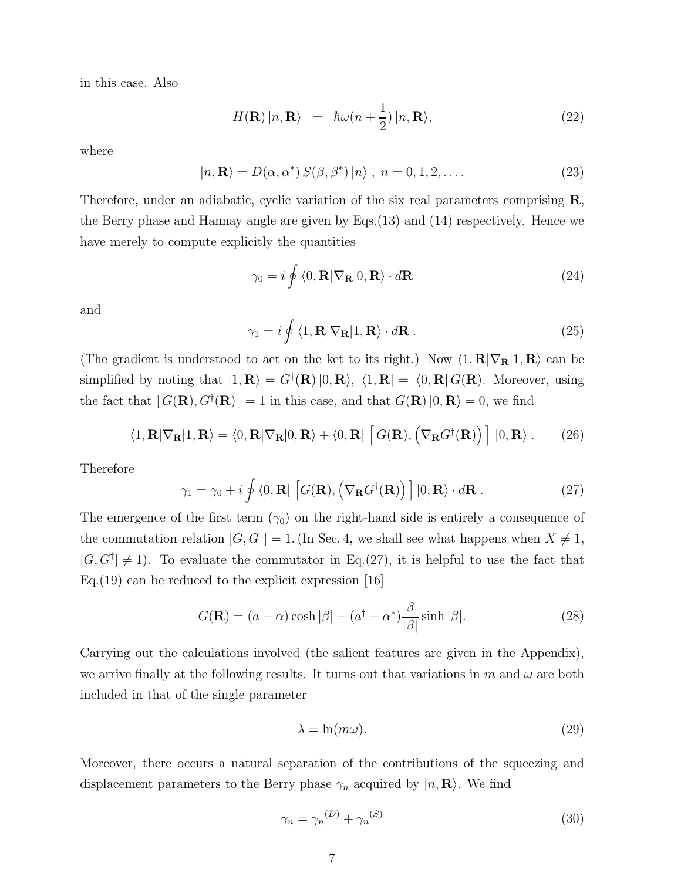in this case. Also

$$H(\mathbf{R})\,|n,\mathbf{R}\rangle \;=\; \hbar\omega(n+\frac{1}{2})\,|n,\mathbf{R}\rangle, \tag{22}$$

where

$$|n,\mathbf{R}\rangle = D(\alpha,\alpha^*)\,S(\beta,\beta^*)\,|n\rangle\ ,\ n=0,1,2,\ldots. \tag{23}$$

Therefore, under an adiabatic, cyclic variation of the six real parameters comprising $\mathbf{R}$, the Berry phase and Hannay angle are given by Eqs.(13) and (14) respectively. Hence we have merely to compute explicitly the quantities

$$\gamma_0 = i\oint \langle 0,\mathbf{R}|\nabla_{\mathbf{R}}|0,\mathbf{R}\rangle\cdot d\mathbf{R} \tag{24}$$

and

$$\gamma_1 = i\oint \langle 1,\mathbf{R}|\nabla_{\mathbf{R}}|1,\mathbf{R}\rangle\cdot d\mathbf{R}\,. \tag{25}$$

(The gradient is understood to act on the ket to its right.) Now $\langle 1,\mathbf{R}|\nabla_{\mathbf{R}}|1,\mathbf{R}\rangle$ can be simplified by noting that $|1,\mathbf{R}\rangle = G^\dagger(\mathbf{R})\,|0,\mathbf{R}\rangle$, $\langle 1,\mathbf{R}| = \langle 0,\mathbf{R}|\,G(\mathbf{R})$. Moreover, using the fact that $[\,G(\mathbf{R}),G^\dagger(\mathbf{R})\,]=1$ in this case, and that $G(\mathbf{R})\,|0,\mathbf{R}\rangle=0$, we find

$$\langle 1,\mathbf{R}|\nabla_{\mathbf{R}}|1,\mathbf{R}\rangle = \langle 0,\mathbf{R}|\nabla_{\mathbf{R}}|0,\mathbf{R}\rangle + \langle 0,\mathbf{R}|\,\Big[\,G(\mathbf{R}),\Big(\nabla_{\mathbf{R}}G^\dagger(\mathbf{R})\Big)\,\Big]\,|0,\mathbf{R}\rangle\,. \tag{26}$$

Therefore

$$\gamma_1 = \gamma_0 + i\oint \langle 0,\mathbf{R}|\,\Big[G(\mathbf{R}),\Big(\nabla_{\mathbf{R}}G^\dagger(\mathbf{R})\Big)\Big]\,|0,\mathbf{R}\rangle\cdot d\mathbf{R}\,. \tag{27}$$

The emergence of the first term ($\gamma_0$) on the right-hand side is entirely a consequence of the commutation relation $[G,G^\dagger]=1$. (In Sec. 4, we shall see what happens when $X\neq 1$, $[G,G^\dagger]\neq 1$). To evaluate the commutator in Eq.(27), it is helpful to use the fact that Eq.(19) can be reduced to the explicit expression [16]

$$G(\mathbf{R}) = (a-\alpha)\cosh|\beta| - (a^\dagger-\alpha^*)\frac{\beta}{|\beta|}\sinh|\beta|. \tag{28}$$

Carrying out the calculations involved (the salient features are given in the Appendix), we arrive finally at the following results. It turns out that variations in $m$ and $\omega$ are both included in that of the single parameter

$$\lambda = \ln(m\omega). \tag{29}$$

Moreover, there occurs a natural separation of the contributions of the squeezing and displacement parameters to the Berry phase $\gamma_n$ acquired by $|n,\mathbf{R}\rangle$. We find

$$\gamma_n = {\gamma_n}^{(D)} + {\gamma_n}^{(S)} \tag{30}$$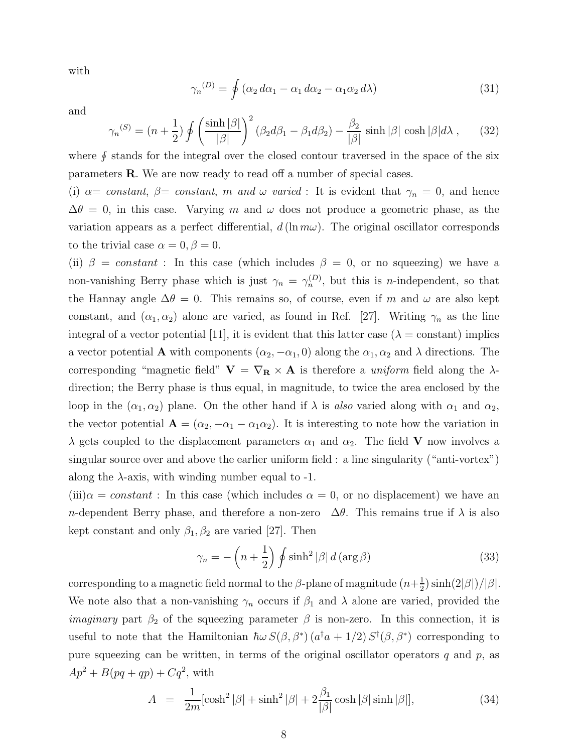with

$$
{\gamma_n}^{(D)} = \oint \left(\alpha_2\, d\alpha_1 - \alpha_1\, d\alpha_2 - \alpha_1\alpha_2\, d\lambda\right) \tag{31}
$$

and

$$
{\gamma_n}^{(S)} = (n+\frac{1}{2}) \oint \left(\frac{\sinh|\beta|}{|\beta|}\right)^2 (\beta_2 d\beta_1 - \beta_1 d\beta_2) - \frac{\beta_2}{|\beta|}\sinh|\beta|\,\cosh|\beta| d\lambda\ , \tag{32}
$$

where $\oint$ stands for the integral over the closed contour traversed in the space of the six parameters $\mathbf{R}$. We are now ready to read off a number of special cases.

(i) $\alpha=$ *constant*, $\beta=$ *constant*, $m$ *and* $\omega$ *varied* : It is evident that $\gamma_n = 0$, and hence $\Delta\theta = 0$, in this case. Varying $m$ and $\omega$ does not produce a geometric phase, as the variation appears as a perfect differential, $d\,(\ln m\omega)$. The original oscillator corresponds to the trivial case $\alpha = 0, \beta = 0$.

(ii) $\beta$ = *constant* : In this case (which includes $\beta = 0$, or no squeezing) we have a non-vanishing Berry phase which is just $\gamma_n = \gamma_n^{(D)}$, but this is $n$-independent, so that the Hannay angle $\Delta\theta = 0$. This remains so, of course, even if $m$ and $\omega$ are also kept constant, and $(\alpha_1, \alpha_2)$ alone are varied, as found in Ref. [27]. Writing $\gamma_n$ as the line integral of a vector potential [11], it is evident that this latter case ($\lambda$ = constant) implies a vector potential $\mathbf{A}$ with components $(\alpha_2, -\alpha_1, 0)$ along the $\alpha_1, \alpha_2$ and $\lambda$ directions. The corresponding "magnetic field" $\mathbf{V} = \nabla_{\mathbf{R}} \times \mathbf{A}$ is therefore a *uniform* field along the $\lambda$-direction; the Berry phase is thus equal, in magnitude, to twice the area enclosed by the loop in the $(\alpha_1, \alpha_2)$ plane. On the other hand if $\lambda$ is *also* varied along with $\alpha_1$ and $\alpha_2$, the vector potential $\mathbf{A} = (\alpha_2, -\alpha_1 - \alpha_1\alpha_2)$. It is interesting to note how the variation in $\lambda$ gets coupled to the displacement parameters $\alpha_1$ and $\alpha_2$. The field $\mathbf{V}$ now involves a singular source over and above the earlier uniform field : a line singularity ("anti-vortex") along the $\lambda$-axis, with winding number equal to -1.

(iii)$\alpha$ = *constant* : In this case (which includes $\alpha = 0$, or no displacement) we have an $n$-dependent Berry phase, and therefore a non-zero $\Delta\theta$. This remains true if $\lambda$ is also kept constant and only $\beta_1, \beta_2$ are varied [27]. Then

$$
\gamma_n = -\left(n+\frac{1}{2}\right) \oint \sinh^2|\beta|\, d\,(\arg\beta) \tag{33}
$$

corresponding to a magnetic field normal to the $\beta$-plane of magnitude $(n+\frac{1}{2})\sinh(2|\beta|)/|\beta|$. We note also that a non-vanishing $\gamma_n$ occurs if $\beta_1$ and $\lambda$ alone are varied, provided the *imaginary* part $\beta_2$ of the squeezing parameter $\beta$ is non-zero. In this connection, it is useful to note that the Hamiltonian $\hbar\omega\, S(\beta,\beta^*)\,(a^\dagger a + 1/2)\, S^\dagger(\beta,\beta^*)$ corresponding to pure squeezing can be written, in terms of the original oscillator operators $q$ and $p$, as $Ap^2 + B(pq+qp) + Cq^2$, with

$$
A \;=\; \frac{1}{2m}[\cosh^2|\beta| + \sinh^2|\beta| + 2\frac{\beta_1}{|\beta|}\cosh|\beta|\sinh|\beta|], \tag{34}
$$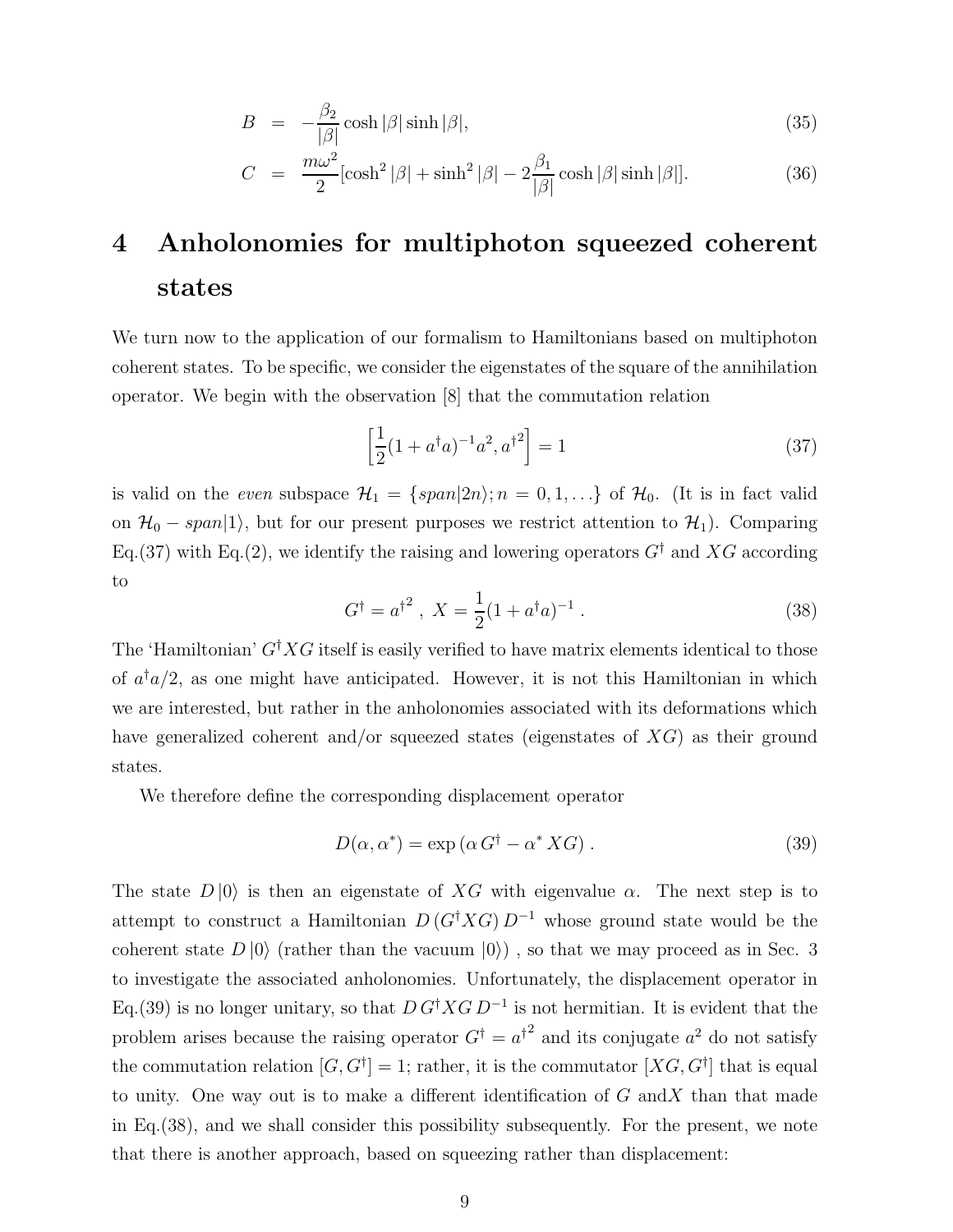$$
B = -\frac{\beta_2}{|\beta|}\cosh|\beta|\sinh|\beta|, \tag{35}
$$

$$
C = \frac{m\omega^2}{2}[\cosh^2|\beta| + \sinh^2|\beta| - 2\frac{\beta_1}{|\beta|}\cosh|\beta|\sinh|\beta|]. \tag{36}
$$

# 4 Anholonomies for multiphoton squeezed coherent states

We turn now to the application of our formalism to Hamiltonians based on multiphoton coherent states. To be specific, we consider the eigenstates of the square of the annihilation operator. We begin with the observation [8] that the commutation relation

$$
\left[\frac{1}{2}(1 + a^\dagger a)^{-1} a^2, {a^\dagger}^2\right] = 1 \tag{37}
$$

is valid on the *even* subspace $\mathcal{H}_1 = \{span|2n\rangle; n = 0, 1, \ldots\}$ of $\mathcal{H}_0$. (It is in fact valid on $\mathcal{H}_0 - span|1\rangle$, but for our present purposes we restrict attention to $\mathcal{H}_1$). Comparing Eq.(37) with Eq.(2), we identify the raising and lowering operators $G^\dagger$ and $XG$ according to

$$
G^\dagger = {a^\dagger}^2 \ , \ X = \frac{1}{2}(1 + a^\dagger a)^{-1} \ . \tag{38}
$$

The 'Hamiltonian' $G^\dagger X G$ itself is easily verified to have matrix elements identical to those of $a^\dagger a/2$, as one might have anticipated. However, it is not this Hamiltonian in which we are interested, but rather in the anholonomies associated with its deformations which have generalized coherent and/or squeezed states (eigenstates of $XG$) as their ground states.

We therefore define the corresponding displacement operator

$$
D(\alpha, \alpha^*) = \exp\left(\alpha\, G^\dagger - \alpha^*\, XG\right) . \tag{39}
$$

The state $D\,|0\rangle$ is then an eigenstate of $XG$ with eigenvalue $\alpha$. The next step is to attempt to construct a Hamiltonian $D\,(G^\dagger X G)\,D^{-1}$ whose ground state would be the coherent state $D\,|0\rangle$ (rather than the vacuum $|0\rangle$) , so that we may proceed as in Sec. 3 to investigate the associated anholonomies. Unfortunately, the displacement operator in Eq.(39) is no longer unitary, so that $D\,G^\dagger X G\,D^{-1}$ is not hermitian. It is evident that the problem arises because the raising operator $G^\dagger = {a^\dagger}^2$ and its conjugate $a^2$ do not satisfy the commutation relation $[G, G^\dagger] = 1$; rather, it is the commutator $[XG, G^\dagger]$ that is equal to unity. One way out is to make a different identification of $G$ and $X$ than that made in Eq.(38), and we shall consider this possibility subsequently. For the present, we note that there is another approach, based on squeezing rather than displacement: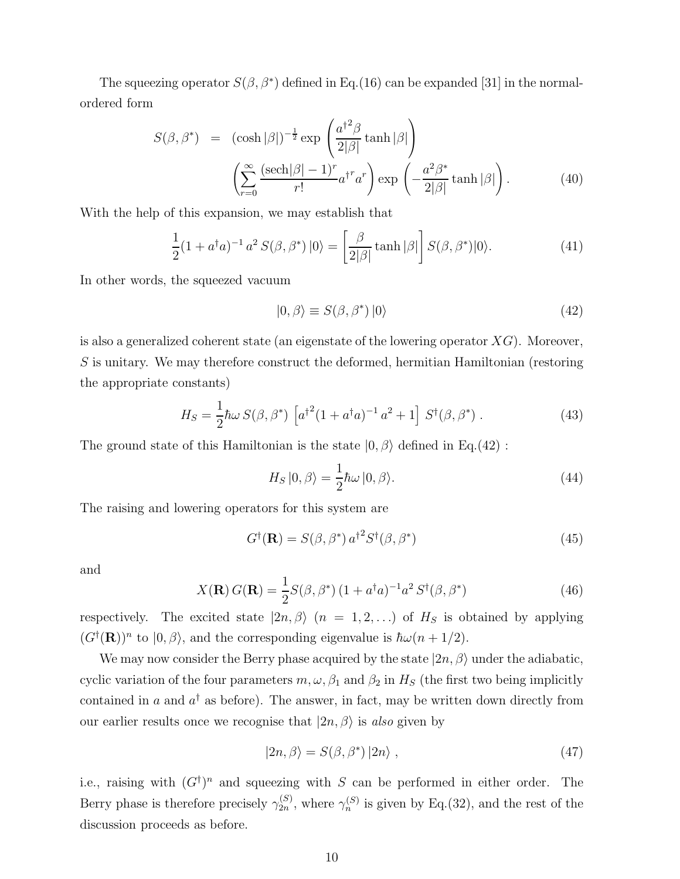The squeezing operator $S(\beta, \beta^*)$ defined in Eq.(16) can be expanded [31] in the normal-ordered form

$$
\begin{aligned}
S(\beta, \beta^*) \;&=\; (\cosh|\beta|)^{-\frac{1}{2}} \exp\left(\frac{a^{\dagger 2}\beta}{2|\beta|}\tanh|\beta|\right) \\
&\quad \left(\sum_{r=0}^{\infty} \frac{(\text{sech}|\beta| - 1)^r}{r!} a^{\dagger r} a^r\right) \exp\left(-\frac{a^2\beta^*}{2|\beta|}\tanh|\beta|\right). \qquad (40)
\end{aligned}
$$

With the help of this expansion, we may establish that

$$
\frac{1}{2}(1 + a^\dagger a)^{-1}\, a^2\, S(\beta, \beta^*)\, |0\rangle = \left[\frac{\beta}{2|\beta|}\tanh|\beta|\right] S(\beta, \beta^*)|0\rangle. \qquad (41)
$$

In other words, the squeezed vacuum

$$
|0, \beta\rangle \equiv S(\beta, \beta^*)\, |0\rangle \qquad (42)
$$

is also a generalized coherent state (an eigenstate of the lowering operator $XG$). Moreover, $S$ is unitary. We may therefore construct the deformed, hermitian Hamiltonian (restoring the appropriate constants)

$$
H_S = \frac{1}{2}\hbar\omega\, S(\beta, \beta^*)\, \left[a^{\dagger 2}(1 + a^\dagger a)^{-1}\, a^2 + 1\right]\, S^\dagger(\beta, \beta^*)\,. \qquad (43)
$$

The ground state of this Hamiltonian is the state $|0, \beta\rangle$ defined in Eq.(42) :

$$
H_S\, |0, \beta\rangle = \frac{1}{2}\hbar\omega\, |0, \beta\rangle. \qquad (44)
$$

The raising and lowering operators for this system are

$$
G^\dagger(\mathbf{R}) = S(\beta, \beta^*)\, a^{\dagger 2} S^\dagger(\beta, \beta^*) \qquad (45)
$$

and

$$
X(\mathbf{R})\, G(\mathbf{R}) = \frac{1}{2} S(\beta, \beta^*)\, (1 + a^\dagger a)^{-1} a^2\, S^\dagger(\beta, \beta^*) \qquad (46)
$$

respectively. The excited state $|2n, \beta\rangle$ $(n = 1, 2, \ldots)$ of $H_S$ is obtained by applying $(G^\dagger(\mathbf{R}))^n$ to $|0, \beta\rangle$, and the corresponding eigenvalue is $\hbar\omega(n + 1/2)$.

We may now consider the Berry phase acquired by the state $|2n, \beta\rangle$ under the adiabatic, cyclic variation of the four parameters $m, \omega, \beta_1$ and $\beta_2$ in $H_S$ (the first two being implicitly contained in $a$ and $a^\dagger$ as before). The answer, in fact, may be written down directly from our earlier results once we recognise that $|2n, \beta\rangle$ is *also* given by

$$
|2n, \beta\rangle = S(\beta, \beta^*)\, |2n\rangle\,, \qquad (47)
$$

i.e., raising with $(G^\dagger)^n$ and squeezing with $S$ can be performed in either order. The Berry phase is therefore precisely $\gamma_{2n}^{(S)}$, where $\gamma_n^{(S)}$ is given by Eq.(32), and the rest of the discussion proceeds as before.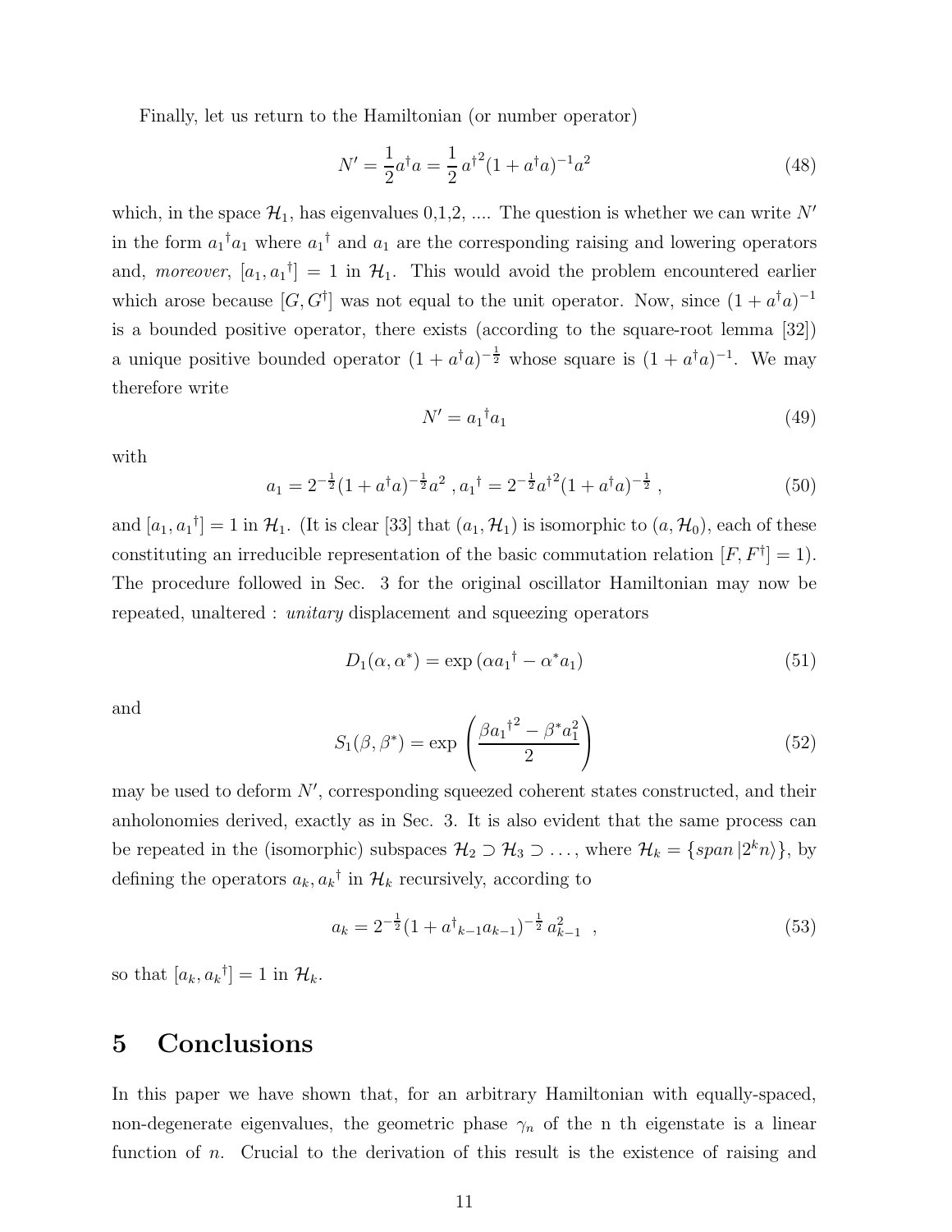Finally, let us return to the Hamiltonian (or number operator)

$$N' = \frac{1}{2} a^\dagger a = \frac{1}{2}\, {a^\dagger}^2 (1 + a^\dagger a)^{-1} a^2 \tag{48}$$

which, in the space $\mathcal{H}_1$, has eigenvalues 0,1,2, .... The question is whether we can write $N'$ in the form ${a_1}^\dagger a_1$ where ${a_1}^\dagger$ and $a_1$ are the corresponding raising and lowering operators and, *moreover*, $[a_1, {a_1}^\dagger] = 1$ in $\mathcal{H}_1$. This would avoid the problem encountered earlier which arose because $[G, G^\dagger]$ was not equal to the unit operator. Now, since $(1 + a^\dagger a)^{-1}$ is a bounded positive operator, there exists (according to the square-root lemma [32]) a unique positive bounded operator $(1 + a^\dagger a)^{-\frac{1}{2}}$ whose square is $(1 + a^\dagger a)^{-1}$. We may therefore write

$$N' = {a_1}^\dagger a_1 \tag{49}$$

with

$$a_1 = 2^{-\frac{1}{2}} (1 + a^\dagger a)^{-\frac{1}{2}} a^2 \ , {a_1}^\dagger = 2^{-\frac{1}{2}} {a^\dagger}^2 (1 + a^\dagger a)^{-\frac{1}{2}} \ , \tag{50}$$

and $[a_1, {a_1}^\dagger] = 1$ in $\mathcal{H}_1$. (It is clear [33] that $(a_1, \mathcal{H}_1)$ is isomorphic to $(a, \mathcal{H}_0)$, each of these constituting an irreducible representation of the basic commutation relation $[F, F^\dagger] = 1$). The procedure followed in Sec. 3 for the original oscillator Hamiltonian may now be repeated, unaltered : *unitary* displacement and squeezing operators

$$D_1(\alpha, \alpha^*) = \exp\left(\alpha {a_1}^\dagger - \alpha^* a_1\right) \tag{51}$$

and

$$S_1(\beta, \beta^*) = \exp\left(\frac{\beta {{a_1}^\dagger}^2 - \beta^* a_1^2}{2}\right) \tag{52}$$

may be used to deform $N'$, corresponding squeezed coherent states constructed, and their anholonomies derived, exactly as in Sec. 3. It is also evident that the same process can be repeated in the (isomorphic) subspaces $\mathcal{H}_2 \supset \mathcal{H}_3 \supset \ldots$, where $\mathcal{H}_k = \{span\, |2^k n\rangle\}$, by defining the operators $a_k, {a_k}^\dagger$ in $\mathcal{H}_k$ recursively, according to

$$a_k = 2^{-\frac{1}{2}} (1 + a^\dagger{}_{k-1} a_{k-1})^{-\frac{1}{2}}\, a_{k-1}^2 \ \ , \tag{53}$$

so that $[a_k, {a_k}^\dagger] = 1$ in $\mathcal{H}_k$.

# 5 Conclusions

In this paper we have shown that, for an arbitrary Hamiltonian with equally-spaced, non-degenerate eigenvalues, the geometric phase $\gamma_n$ of the n th eigenstate is a linear function of $n$. Crucial to the derivation of this result is the existence of raising and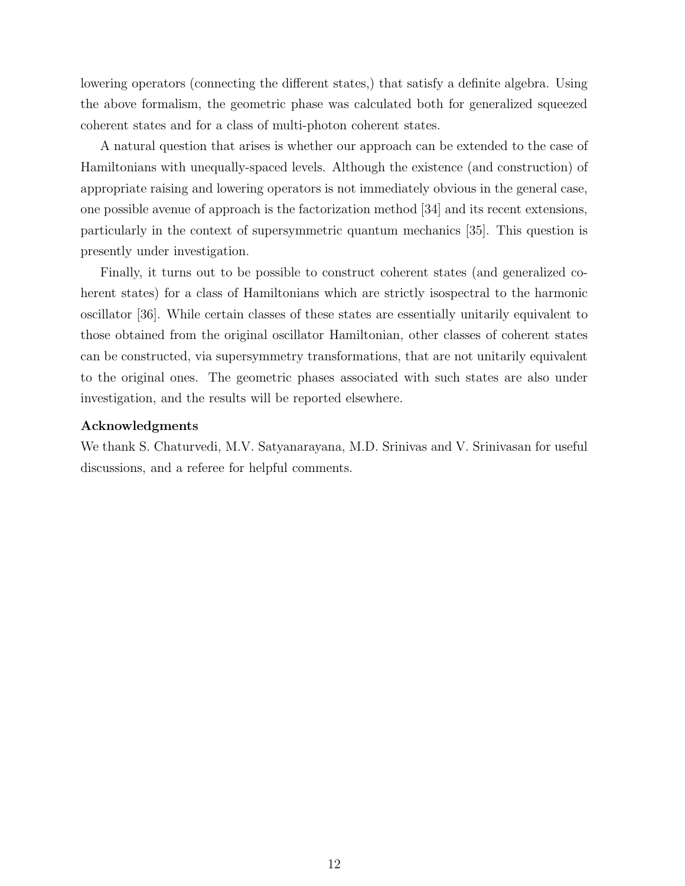lowering operators (connecting the different states,) that satisfy a definite algebra. Using the above formalism, the geometric phase was calculated both for generalized squeezed coherent states and for a class of multi-photon coherent states.

A natural question that arises is whether our approach can be extended to the case of Hamiltonians with unequally-spaced levels. Although the existence (and construction) of appropriate raising and lowering operators is not immediately obvious in the general case, one possible avenue of approach is the factorization method [34] and its recent extensions, particularly in the context of supersymmetric quantum mechanics [35]. This question is presently under investigation.

Finally, it turns out to be possible to construct coherent states (and generalized coherent states) for a class of Hamiltonians which are strictly isospectral to the harmonic oscillator [36]. While certain classes of these states are essentially unitarily equivalent to those obtained from the original oscillator Hamiltonian, other classes of coherent states can be constructed, via supersymmetry transformations, that are not unitarily equivalent to the original ones. The geometric phases associated with such states are also under investigation, and the results will be reported elsewhere.

**Acknowledgments**

We thank S. Chaturvedi, M.V. Satyanarayana, M.D. Srinivas and V. Srinivasan for useful discussions, and a referee for helpful comments.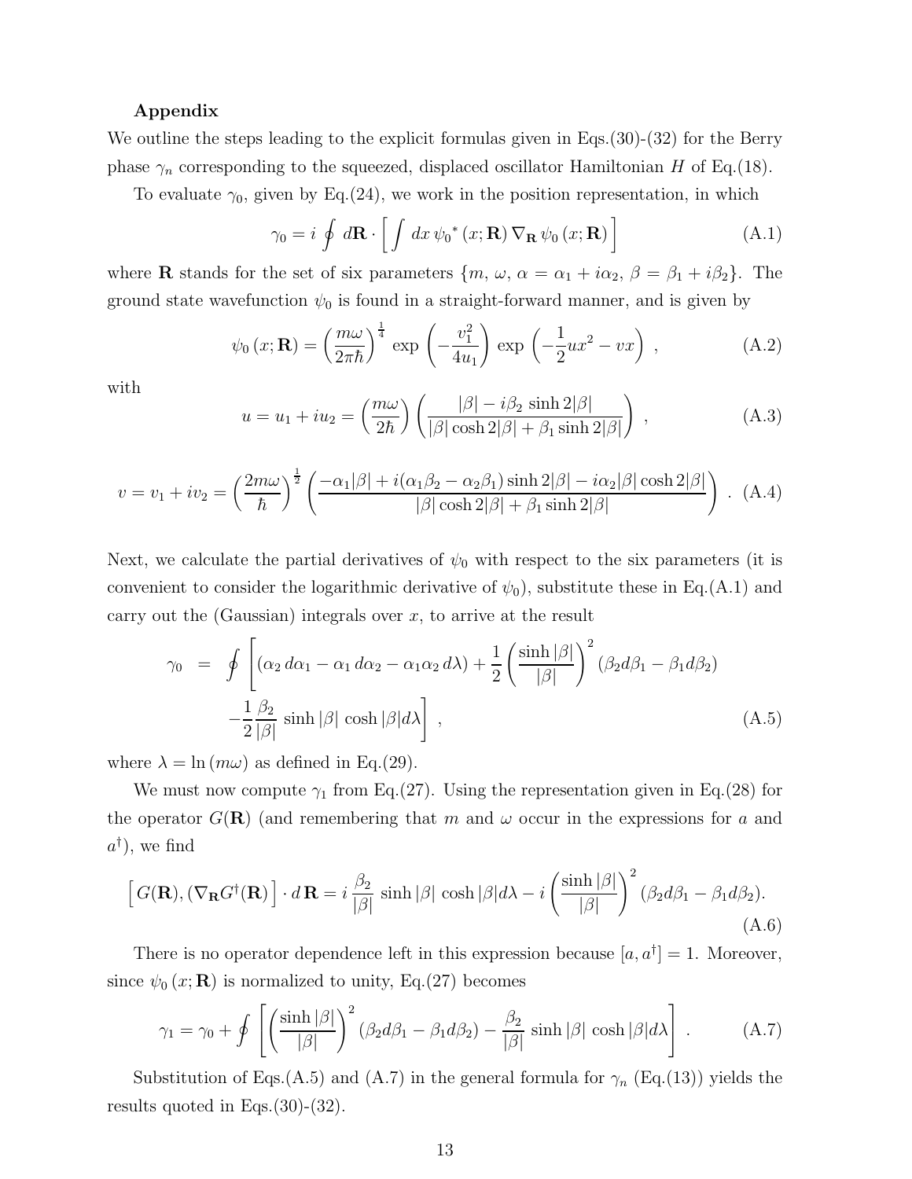**Appendix**

We outline the steps leading to the explicit formulas given in Eqs.(30)-(32) for the Berry phase $\gamma_n$ corresponding to the squeezed, displaced oscillator Hamiltonian $H$ of Eq.(18).

To evaluate $\gamma_0$, given by Eq.(24), we work in the position representation, in which

$$\gamma_0 = i \oint d\mathbf{R} \cdot \left[ \int dx \, \psi_0{}^* (x; \mathbf{R}) \, \nabla_{\mathbf{R}} \, \psi_0 (x; \mathbf{R}) \right] \tag{A.1}$$

where $\mathbf{R}$ stands for the set of six parameters $\{m, \, \omega, \, \alpha = \alpha_1 + i\alpha_2, \, \beta = \beta_1 + i\beta_2\}$. The ground state wavefunction $\psi_0$ is found in a straight-forward manner, and is given by

$$\psi_0 (x; \mathbf{R}) = \left( \frac{m\omega}{2\pi\hbar} \right)^{\frac{1}{4}} \exp\left( -\frac{v_1^2}{4u_1} \right) \exp\left( -\frac{1}{2} u x^2 - v x \right) \,, \tag{A.2}$$

with

$$u = u_1 + i u_2 = \left( \frac{m\omega}{2\hbar} \right) \left( \frac{|\beta| - i\beta_2 \sinh 2|\beta|}{|\beta| \cosh 2|\beta| + \beta_1 \sinh 2|\beta|} \right) \,, \tag{A.3}$$

$$v = v_1 + i v_2 = \left( \frac{2m\omega}{\hbar} \right)^{\frac{1}{2}} \left( \frac{-\alpha_1 |\beta| + i(\alpha_1\beta_2 - \alpha_2\beta_1) \sinh 2|\beta| - i\alpha_2 |\beta| \cosh 2|\beta|}{|\beta| \cosh 2|\beta| + \beta_1 \sinh 2|\beta|} \right) \,. \tag{A.4}$$

Next, we calculate the partial derivatives of $\psi_0$ with respect to the six parameters (it is convenient to consider the logarithmic derivative of $\psi_0$), substitute these in Eq.(A.1) and carry out the (Gaussian) integrals over $x$, to arrive at the result

$$\begin{aligned} \gamma_0 \;\; = \;\; \oint \Bigg[ & (\alpha_2 \, d\alpha_1 - \alpha_1 \, d\alpha_2 - \alpha_1 \alpha_2 \, d\lambda) + \frac{1}{2} \left( \frac{\sinh |\beta|}{|\beta|} \right)^2 (\beta_2 d\beta_1 - \beta_1 d\beta_2) \\ & - \frac{1}{2} \frac{\beta_2}{|\beta|} \sinh |\beta| \cosh |\beta| d\lambda \Bigg] \,, \end{aligned} \tag{A.5}$$

where $\lambda = \ln (m\omega)$ as defined in Eq.(29).

We must now compute $\gamma_1$ from Eq.(27). Using the representation given in Eq.(28) for the operator $G(\mathbf{R})$ (and remembering that $m$ and $\omega$ occur in the expressions for $a$ and $a^\dagger$), we find

$$\left[ G(\mathbf{R}), (\nabla_{\mathbf{R}} G^\dagger(\mathbf{R}) \right] \cdot d\,\mathbf{R} = i \, \frac{\beta_2}{|\beta|} \sinh |\beta| \cosh |\beta| d\lambda - i \left( \frac{\sinh |\beta|}{|\beta|} \right)^2 (\beta_2 d\beta_1 - \beta_1 d\beta_2). \tag{A.6}$$

There is no operator dependence left in this expression because $[a, a^\dagger] = 1$. Moreover, since $\psi_0 (x; \mathbf{R})$ is normalized to unity, Eq.(27) becomes

$$\gamma_1 = \gamma_0 + \oint \left[ \left( \frac{\sinh |\beta|}{|\beta|} \right)^2 (\beta_2 d\beta_1 - \beta_1 d\beta_2) - \frac{\beta_2}{|\beta|} \sinh |\beta| \cosh |\beta| d\lambda \right] \,. \tag{A.7}$$

Substitution of Eqs.(A.5) and (A.7) in the general formula for $\gamma_n$ (Eq.(13)) yields the results quoted in Eqs.(30)-(32).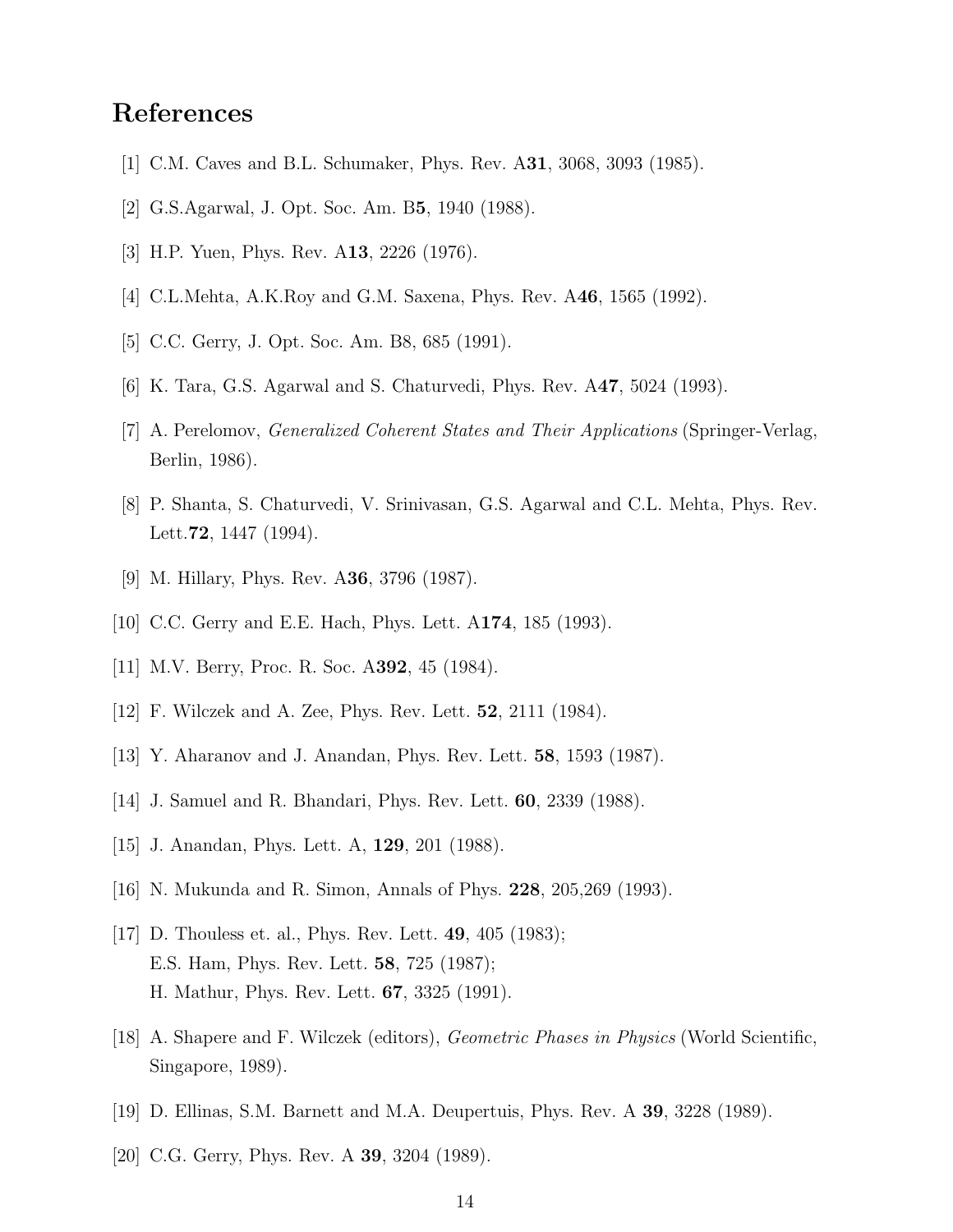# References

[1] C.M. Caves and B.L. Schumaker, Phys. Rev. A**31**, 3068, 3093 (1985).

[2] G.S.Agarwal, J. Opt. Soc. Am. B**5**, 1940 (1988).

[3] H.P. Yuen, Phys. Rev. A**13**, 2226 (1976).

[4] C.L.Mehta, A.K.Roy and G.M. Saxena, Phys. Rev. A**46**, 1565 (1992).

[5] C.C. Gerry, J. Opt. Soc. Am. B8, 685 (1991).

[6] K. Tara, G.S. Agarwal and S. Chaturvedi, Phys. Rev. A**47**, 5024 (1993).

[7] A. Perelomov, *Generalized Coherent States and Their Applications* (Springer-Verlag, Berlin, 1986).

[8] P. Shanta, S. Chaturvedi, V. Srinivasan, G.S. Agarwal and C.L. Mehta, Phys. Rev. Lett.**72**, 1447 (1994).

[9] M. Hillary, Phys. Rev. A**36**, 3796 (1987).

[10] C.C. Gerry and E.E. Hach, Phys. Lett. A**174**, 185 (1993).

[11] M.V. Berry, Proc. R. Soc. A**392**, 45 (1984).

[12] F. Wilczek and A. Zee, Phys. Rev. Lett. **52**, 2111 (1984).

[13] Y. Aharanov and J. Anandan, Phys. Rev. Lett. **58**, 1593 (1987).

[14] J. Samuel and R. Bhandari, Phys. Rev. Lett. **60**, 2339 (1988).

[15] J. Anandan, Phys. Lett. A, **129**, 201 (1988).

[16] N. Mukunda and R. Simon, Annals of Phys. **228**, 205,269 (1993).

[17] D. Thouless et. al., Phys. Rev. Lett. **49**, 405 (1983);
E.S. Ham, Phys. Rev. Lett. **58**, 725 (1987);
H. Mathur, Phys. Rev. Lett. **67**, 3325 (1991).

[18] A. Shapere and F. Wilczek (editors), *Geometric Phases in Physics* (World Scientific, Singapore, 1989).

[19] D. Ellinas, S.M. Barnett and M.A. Deupertuis, Phys. Rev. A **39**, 3228 (1989).

[20] C.G. Gerry, Phys. Rev. A **39**, 3204 (1989).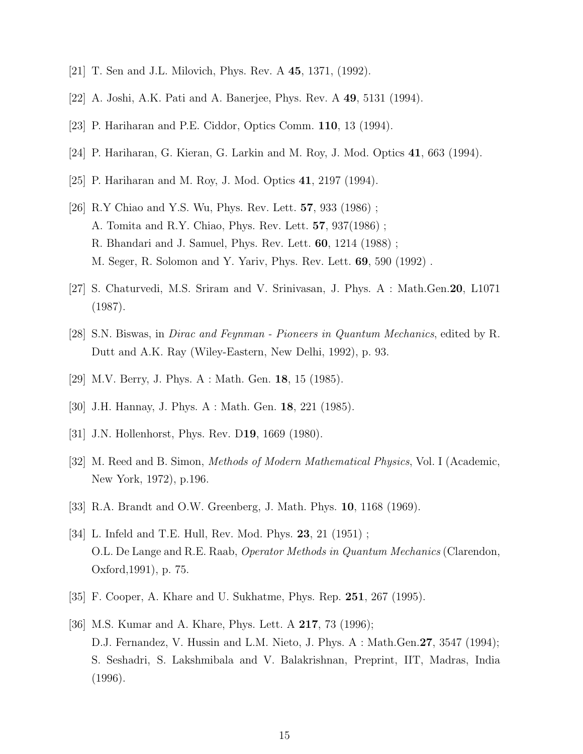[21] T. Sen and J.L. Milovich, Phys. Rev. A **45**, 1371, (1992).

[22] A. Joshi, A.K. Pati and A. Banerjee, Phys. Rev. A **49**, 5131 (1994).

[23] P. Hariharan and P.E. Ciddor, Optics Comm. **110**, 13 (1994).

[24] P. Hariharan, G. Kieran, G. Larkin and M. Roy, J. Mod. Optics **41**, 663 (1994).

[25] P. Hariharan and M. Roy, J. Mod. Optics **41**, 2197 (1994).

[26] R.Y Chiao and Y.S. Wu, Phys. Rev. Lett. **57**, 933 (1986) ;
A. Tomita and R.Y. Chiao, Phys. Rev. Lett. **57**, 937(1986) ;
R. Bhandari and J. Samuel, Phys. Rev. Lett. **60**, 1214 (1988) ;
M. Seger, R. Solomon and Y. Yariv, Phys. Rev. Lett. **69**, 590 (1992) .

[27] S. Chaturvedi, M.S. Sriram and V. Srinivasan, J. Phys. A : Math.Gen.**20**, L1071 (1987).

[28] S.N. Biswas, in *Dirac and Feynman - Pioneers in Quantum Mechanics*, edited by R. Dutt and A.K. Ray (Wiley-Eastern, New Delhi, 1992), p. 93.

[29] M.V. Berry, J. Phys. A : Math. Gen. **18**, 15 (1985).

[30] J.H. Hannay, J. Phys. A : Math. Gen. **18**, 221 (1985).

[31] J.N. Hollenhorst, Phys. Rev. D**19**, 1669 (1980).

[32] M. Reed and B. Simon, *Methods of Modern Mathematical Physics*, Vol. I (Academic, New York, 1972), p.196.

[33] R.A. Brandt and O.W. Greenberg, J. Math. Phys. **10**, 1168 (1969).

[34] L. Infeld and T.E. Hull, Rev. Mod. Phys. **23**, 21 (1951) ;
O.L. De Lange and R.E. Raab, *Operator Methods in Quantum Mechanics* (Clarendon, Oxford,1991), p. 75.

[35] F. Cooper, A. Khare and U. Sukhatme, Phys. Rep. **251**, 267 (1995).

[36] M.S. Kumar and A. Khare, Phys. Lett. A **217**, 73 (1996);
D.J. Fernandez, V. Hussin and L.M. Nieto, J. Phys. A : Math.Gen.**27**, 3547 (1994);
S. Seshadri, S. Lakshmibala and V. Balakrishnan, Preprint, IIT, Madras, India (1996).